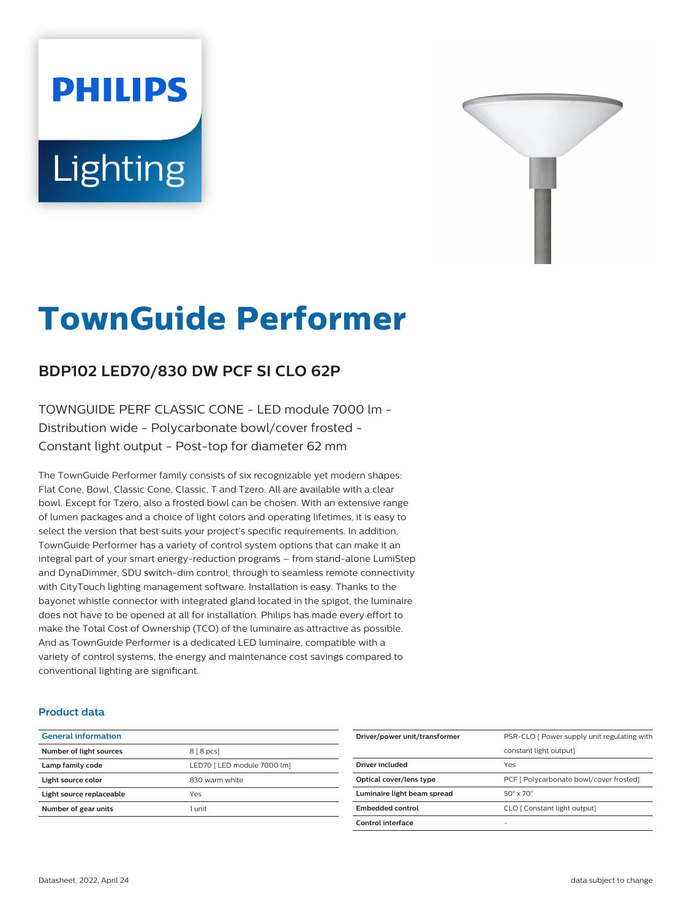# TownGuide Performer

## BDP102 LED70/830 DW PCF SI CLO 62P

TOWNGUIDE PERF CLASSIC CONE - LED module 7000 lm - Distribution wide - Polycarbonate bowl/cover frosted - Constant light output - Post-top for diameter 62 mm

The TownGuide Performer family consists of six recognizable yet modern shapes: Flat Cone, Bowl, Classic Cone, Classic, T and Tzero. All are available with a clear bowl. Except for Tzero, also a frosted bowl can be chosen. With an extensive range of lumen packages and a choice of light colors and operating lifetimes, it is easy to select the version that best suits your project's specific requirements. In addition, TownGuide Performer has a variety of control system options that can make it an integral part of your smart energy-reduction programs – from stand-alone LumiStep and DynaDimmer, SDU switch-dim control, through to seamless remote connectivity with CityTouch lighting management software. Installation is easy. Thanks to the bayonet whistle connector with integrated gland located in the spigot, the luminaire does not have to be opened at all for installation. Philips has made every effort to make the Total Cost of Ownership (TCO) of the luminaire as attractive as possible. And as TownGuide Performer is a dedicated LED luminaire, compatible with a variety of control systems, the energy and maintenance cost savings compared to conventional lighting are significant.

### Product data

| General information | |
|---|---|
| Number of light sources | 8 [ 8 pcs] |
| Lamp family code | LED70 [ LED module 7000 lm] |
| Light source color | 830 warm white |
| Light source replaceable | Yes |
| Number of gear units | 1 unit |

| | |
|---|---|
| Driver/power unit/transformer | PSR-CLO [ Power supply unit regulating with constant light output] |
| Driver included | Yes |
| Optical cover/lens type | PCF [ Polycarbonate bowl/cover frosted] |
| Luminaire light beam spread | 50° x 70° |
| Embedded control | CLO [ Constant light output] |
| Control interface | - |

Datasheet, 2022, April 24

data subject to change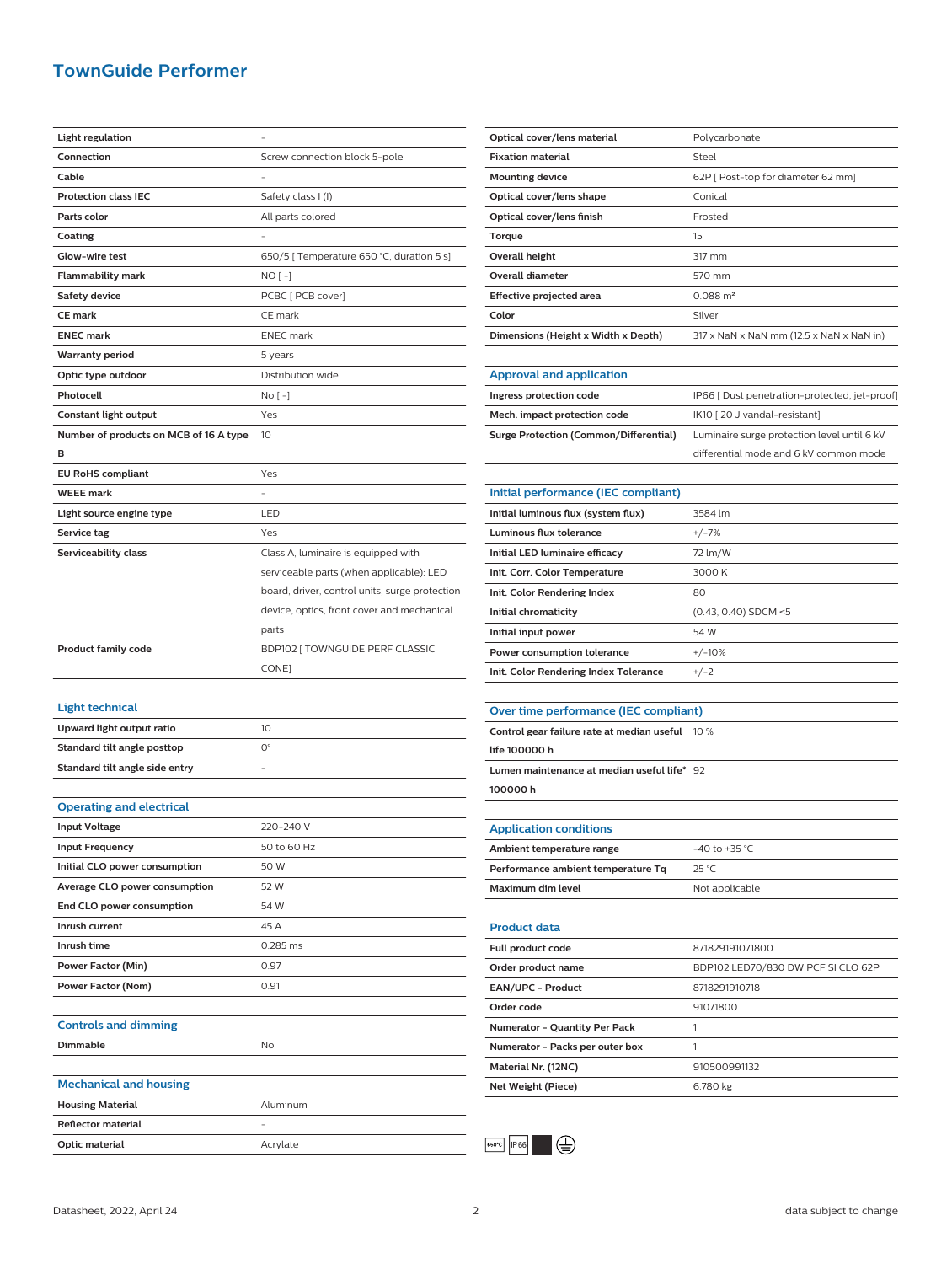# TownGuide Performer

| | |
|---|---|
| **Light regulation** | - |
| **Connection** | Screw connection block 5-pole |
| **Cable** | - |
| **Protection class IEC** | Safety class I (I) |
| **Parts color** | All parts colored |
| **Coating** | - |
| **Glow-wire test** | 650/5 [ Temperature 650 °C, duration 5 s] |
| **Flammability mark** | NO [ -] |
| **Safety device** | PCBC [ PCB cover] |
| **CE mark** | CE mark |
| **ENEC mark** | ENEC mark |
| **Warranty period** | 5 years |
| **Optic type outdoor** | Distribution wide |
| **Photocell** | No [ -] |
| **Constant light output** | Yes |
| **Number of products on MCB of 16 A type B** | 10 |
| **EU RoHS compliant** | Yes |
| **WEEE mark** | - |
| **Light source engine type** | LED |
| **Service tag** | Yes |
| **Serviceability class** | Class A, luminaire is equipped with serviceable parts (when applicable): LED board, driver, control units, surge protection device, optics, front cover and mechanical parts |
| **Product family code** | BDP102 [ TOWNGUIDE PERF CLASSIC CONE] |

## Light technical

| | |
|---|---|
| **Upward light output ratio** | 10 |
| **Standard tilt angle posttop** | 0° |
| **Standard tilt angle side entry** | - |

## Operating and electrical

| | |
|---|---|
| **Input Voltage** | 220-240 V |
| **Input Frequency** | 50 to 60 Hz |
| **Initial CLO power consumption** | 50 W |
| **Average CLO power consumption** | 52 W |
| **End CLO power consumption** | 54 W |
| **Inrush current** | 45 A |
| **Inrush time** | 0.285 ms |
| **Power Factor (Min)** | 0.97 |
| **Power Factor (Nom)** | 0.91 |

## Controls and dimming

| | |
|---|---|
| **Dimmable** | No |

## Mechanical and housing

| | |
|---|---|
| **Housing Material** | Aluminum |
| **Reflector material** | - |
| **Optic material** | Acrylate |
| **Optical cover/lens material** | Polycarbonate |
| **Fixation material** | Steel |
| **Mounting device** | 62P [ Post-top for diameter 62 mm] |
| **Optical cover/lens shape** | Conical |
| **Optical cover/lens finish** | Frosted |
| **Torque** | 15 |
| **Overall height** | 317 mm |
| **Overall diameter** | 570 mm |
| **Effective projected area** | 0.088 m² |
| **Color** | Silver |
| **Dimensions (Height x Width x Depth)** | 317 x NaN x NaN mm (12.5 x NaN x NaN in) |

## Approval and application

| | |
|---|---|
| **Ingress protection code** | IP66 [ Dust penetration-protected, jet-proof] |
| **Mech. impact protection code** | IK10 [ 20 J vandal-resistant] |
| **Surge Protection (Common/Differential)** | Luminaire surge protection level until 6 kV differential mode and 6 kV common mode |

## Initial performance (IEC compliant)

| | |
|---|---|
| **Initial luminous flux (system flux)** | 3584 lm |
| **Luminous flux tolerance** | +/-7% |
| **Initial LED luminaire efficacy** | 72 lm/W |
| **Init. Corr. Color Temperature** | 3000 K |
| **Init. Color Rendering Index** | 80 |
| **Initial chromaticity** | (0.43, 0.40) SDCM <5 |
| **Initial input power** | 54 W |
| **Power consumption tolerance** | +/-10% |
| **Init. Color Rendering Index Tolerance** | +/-2 |

## Over time performance (IEC compliant)

| | |
|---|---|
| **Control gear failure rate at median useful life 100000 h** | 10 % |
| **Lumen maintenance at median useful life* 100000 h** | 92 |

## Application conditions

| | |
|---|---|
| **Ambient temperature range** | -40 to +35 °C |
| **Performance ambient temperature Tq** | 25 °C |
| **Maximum dim level** | Not applicable |

## Product data

| | |
|---|---|
| **Full product code** | 871829191071800 |
| **Order product name** | BDP102 LED70/830 DW PCF SI CLO 62P |
| **EAN/UPC - Product** | 8718291910718 |
| **Order code** | 91071800 |
| **Numerator - Quantity Per Pack** | 1 |
| **Numerator - Packs per outer box** | 1 |
| **Material Nr. (12NC)** | 910500991132 |
| **Net Weight (Piece)** | 6.780 kg |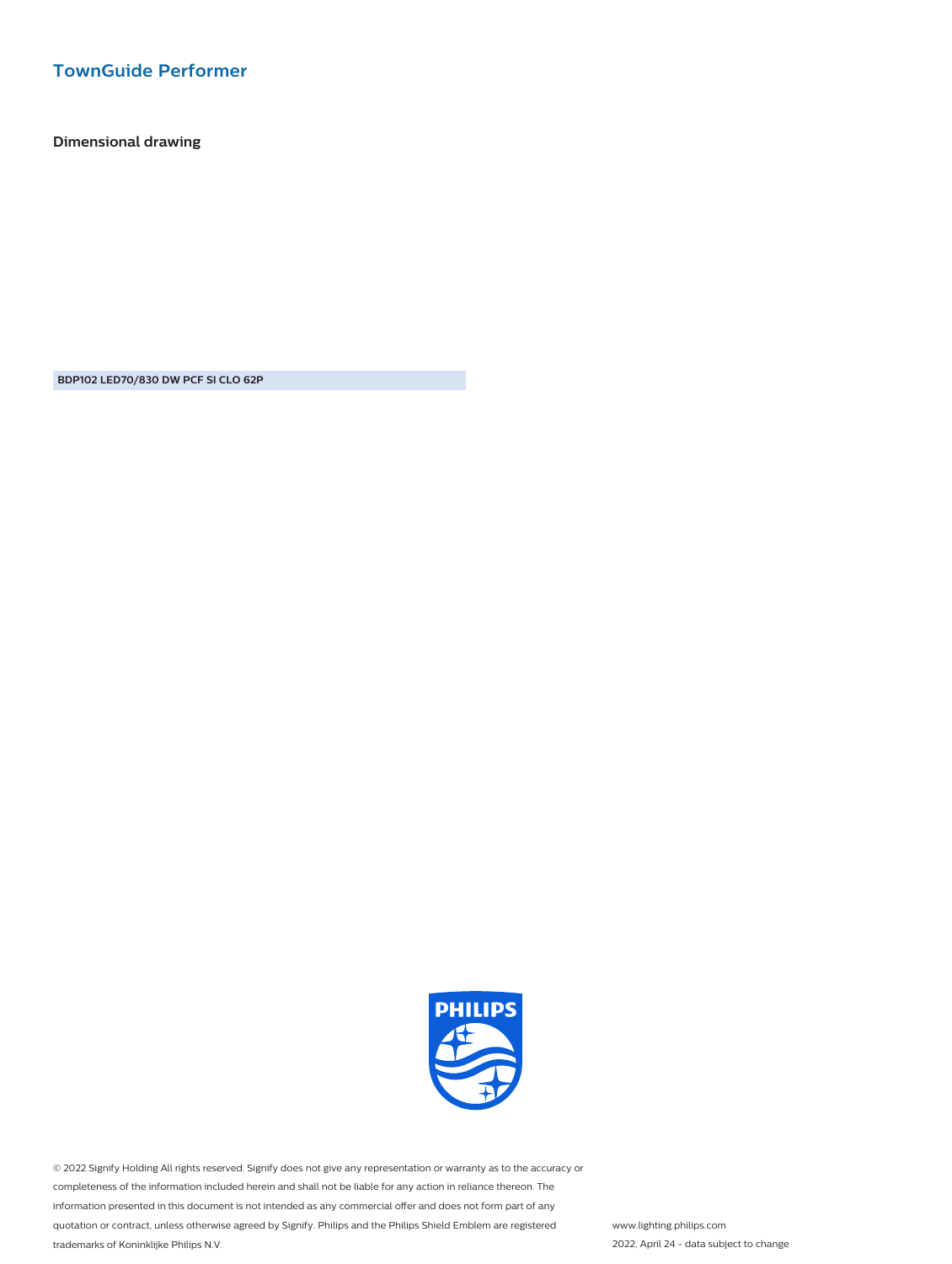## TownGuide Performer

### Dimensional drawing

**BDP102 LED70/830 DW PCF SI CLO 62P**

© 2022 Signify Holding All rights reserved. Signify does not give any representation or warranty as to the accuracy or completeness of the information included herein and shall not be liable for any action in reliance thereon. The information presented in this document is not intended as any commercial offer and does not form part of any quotation or contract, unless otherwise agreed by Signify. Philips and the Philips Shield Emblem are registered trademarks of Koninklijke Philips N.V.

www.lighting.philips.com

2022, April 24 - data subject to change